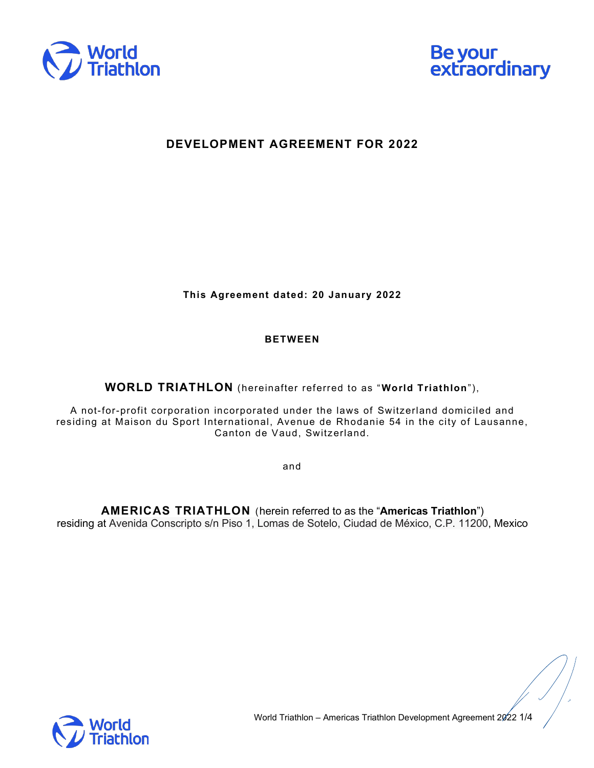# DEVELOPMENT AGREEMENT FOR 2022

**This Agreement dated: 20 January 2022**

**BETWEEN**

**WORLD TRIATHLON** (hereinafter referred to as "**World Triathlon**"),

A not-for-profit corporation incorporated under the laws of Switzerland domiciled and residing at Maison du Sport International, Avenue de Rhodanie 54 in the city of Lausanne, Canton de Vaud, Switzerland.

and

**AMERICAS TRIATHLON** (herein referred to as the "**Americas Triathlon**") residing at Avenida Conscripto s/n Piso 1, Lomas de Sotelo, Ciudad de México, C.P. 11200, Mexico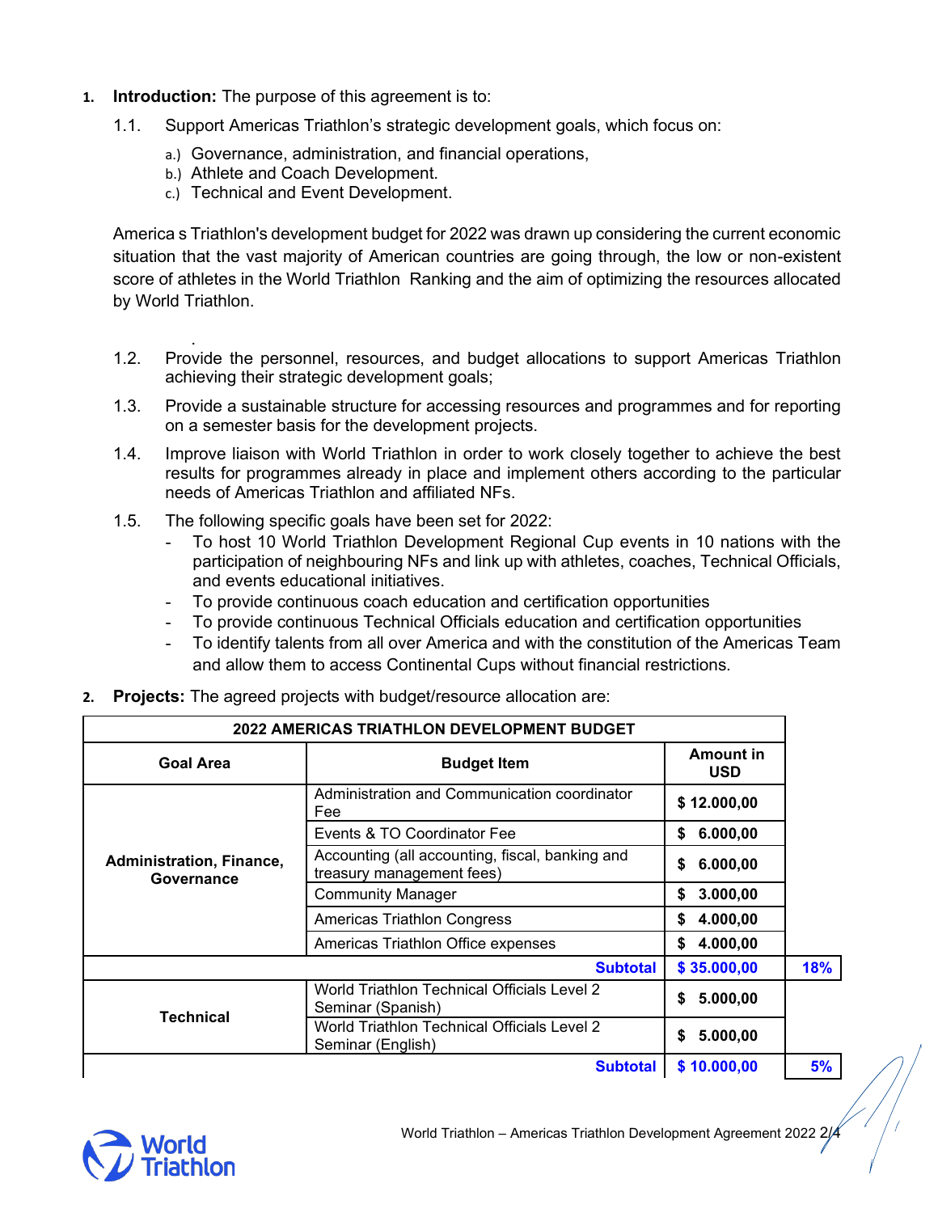1. **Introduction:** The purpose of this agreement is to:

   1.1. Support Americas Triathlon's strategic development goals, which focus on:

   a.) Governance, administration, and financial operations,
   b.) Athlete and Coach Development.
   c.) Technical and Event Development.

   America s Triathlon's development budget for 2022 was drawn up considering the current economic situation that the vast majority of American countries are going through, the low or non-existent score of athletes in the World Triathlon Ranking and the aim of optimizing the resources allocated by World Triathlon.

   1.2. Provide the personnel, resources, and budget allocations to support Americas Triathlon achieving their strategic development goals;

   1.3. Provide a sustainable structure for accessing resources and programmes and for reporting on a semester basis for the development projects.

   1.4. Improve liaison with World Triathlon in order to work closely together to achieve the best results for programmes already in place and implement others according to the particular needs of Americas Triathlon and affiliated NFs.

   1.5. The following specific goals have been set for 2022:
   - To host 10 World Triathlon Development Regional Cup events in 10 nations with the participation of neighbouring NFs and link up with athletes, coaches, Technical Officials, and events educational initiatives.
   - To provide continuous coach education and certification opportunities
   - To provide continuous Technical Officials education and certification opportunities
   - To identify talents from all over America and with the constitution of the Americas Team and allow them to access Continental Cups without financial restrictions.

2. **Projects:** The agreed projects with budget/resource allocation are:

| 2022 AMERICAS TRIATHLON DEVELOPMENT BUDGET | | | |
|---|---|---|---|
| **Goal Area** | **Budget Item** | **Amount in USD** | |
| **Administration, Finance, Governance** | Administration and Communication coordinator Fee | $ 12.000,00 | |
| | Events & TO Coordinator Fee | $ 6.000,00 | |
| | Accounting (all accounting, fiscal, banking and treasury management fees) | $ 6.000,00 | |
| | Community Manager | $ 3.000,00 | |
| | Americas Triathlon Congress | $ 4.000,00 | |
| | Americas Triathlon Office expenses | $ 4.000,00 | |
| | **Subtotal** | **$ 35.000,00** | **18%** |
| **Technical** | World Triathlon Technical Officials Level 2 Seminar (Spanish) | $ 5.000,00 | |
| | World Triathlon Technical Officials Level 2 Seminar (English) | $ 5.000,00 | |
| | **Subtotal** | **$ 10.000,00** | **5%** |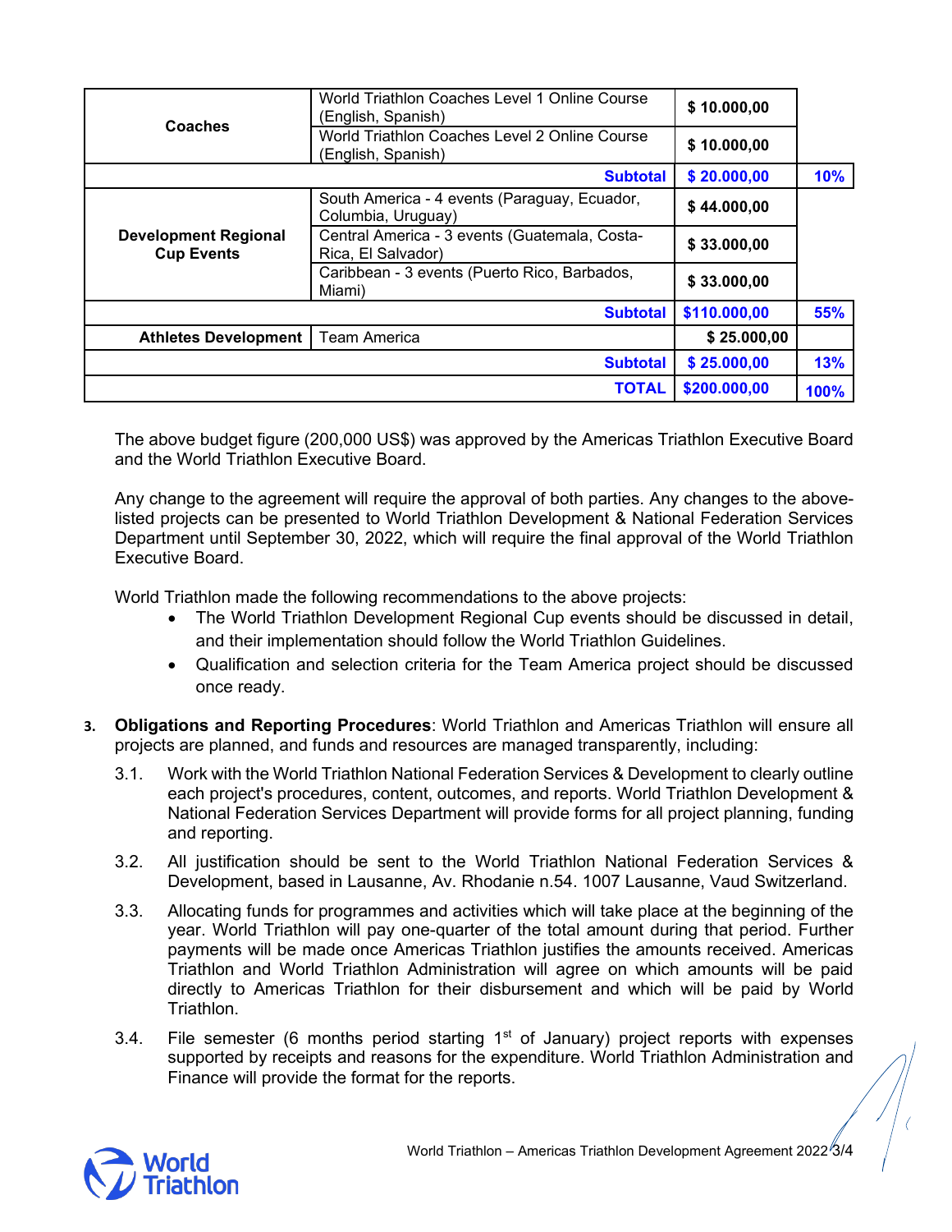| | | | |
|---|---|---|---|
| **Coaches** | World Triathlon Coaches Level 1 Online Course (English, Spanish) | **$ 10.000,00** | |
| | World Triathlon Coaches Level 2 Online Course (English, Spanish) | **$ 10.000,00** | |
| | **Subtotal** | **$ 20.000,00** | **10%** |
| **Development Regional Cup Events** | South America - 4 events (Paraguay, Ecuador, Columbia, Uruguay) | **$ 44.000,00** | |
| | Central America - 3 events (Guatemala, Costa-Rica, El Salvador) | **$ 33.000,00** | |
| | Caribbean - 3 events (Puerto Rico, Barbados, Miami) | **$ 33.000,00** | |
| | **Subtotal** | **$110.000,00** | **55%** |
| **Athletes Development** | Team America | **$ 25.000,00** | |
| | **Subtotal** | **$ 25.000,00** | **13%** |
| | **TOTAL** | **$200.000,00** | **100%** |

The above budget figure (200,000 US$) was approved by the Americas Triathlon Executive Board and the World Triathlon Executive Board.

Any change to the agreement will require the approval of both parties. Any changes to the above-listed projects can be presented to World Triathlon Development & National Federation Services Department until September 30, 2022, which will require the final approval of the World Triathlon Executive Board.

World Triathlon made the following recommendations to the above projects:

- The World Triathlon Development Regional Cup events should be discussed in detail, and their implementation should follow the World Triathlon Guidelines.
- Qualification and selection criteria for the Team America project should be discussed once ready.

3. **Obligations and Reporting Procedures**: World Triathlon and Americas Triathlon will ensure all projects are planned, and funds and resources are managed transparently, including:

   3.1. Work with the World Triathlon National Federation Services & Development to clearly outline each project's procedures, content, outcomes, and reports. World Triathlon Development & National Federation Services Department will provide forms for all project planning, funding and reporting.

   3.2. All justification should be sent to the World Triathlon National Federation Services & Development, based in Lausanne, Av. Rhodanie n.54. 1007 Lausanne, Vaud Switzerland.

   3.3. Allocating funds for programmes and activities which will take place at the beginning of the year. World Triathlon will pay one-quarter of the total amount during that period. Further payments will be made once Americas Triathlon justifies the amounts received. Americas Triathlon and World Triathlon Administration will agree on which amounts will be paid directly to Americas Triathlon for their disbursement and which will be paid by World Triathlon.

   3.4. File semester (6 months period starting 1st of January) project reports with expenses supported by receipts and reasons for the expenditure. World Triathlon Administration and Finance will provide the format for the reports.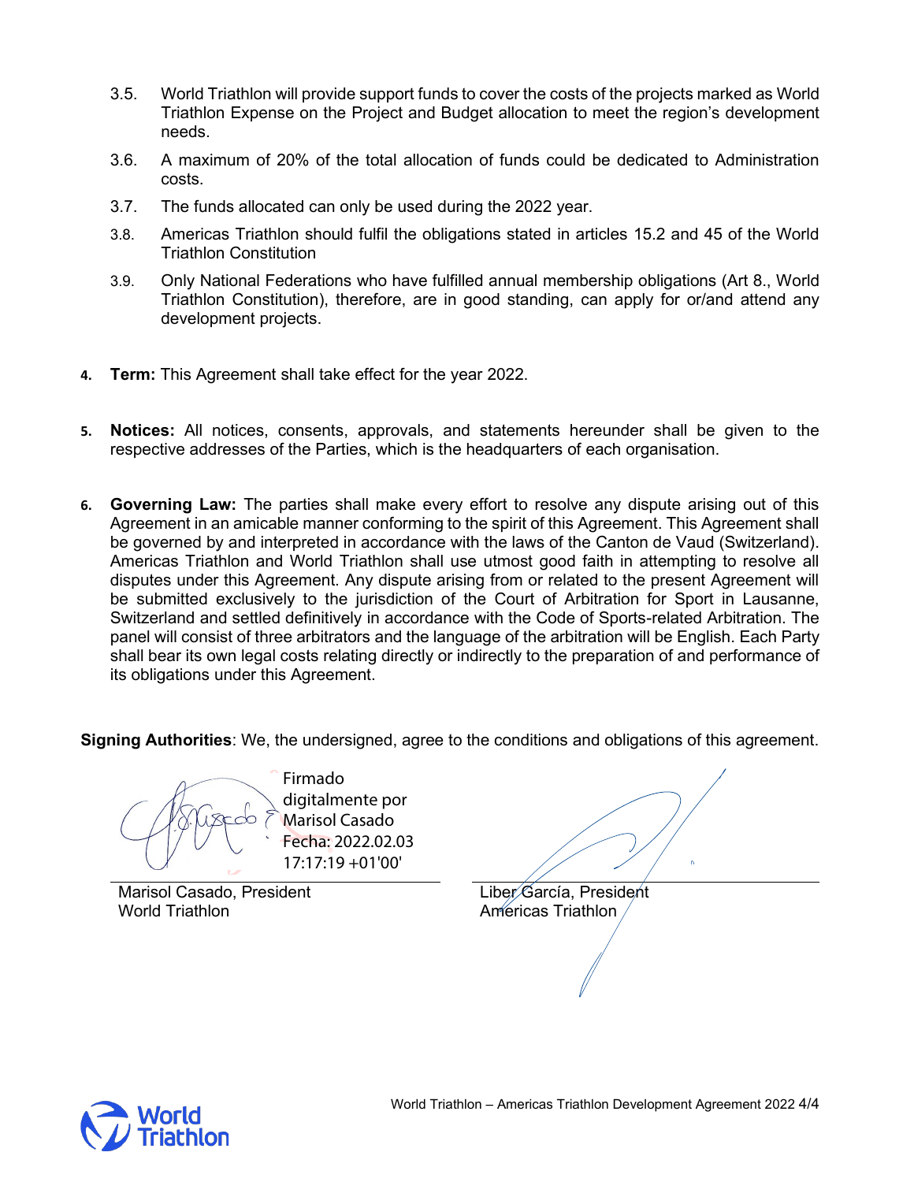3.5. World Triathlon will provide support funds to cover the costs of the projects marked as World Triathlon Expense on the Project and Budget allocation to meet the region's development needs.

3.6. A maximum of 20% of the total allocation of funds could be dedicated to Administration costs.

3.7. The funds allocated can only be used during the 2022 year.

3.8. Americas Triathlon should fulfil the obligations stated in articles 15.2 and 45 of the World Triathlon Constitution

3.9. Only National Federations who have fulfilled annual membership obligations (Art 8., World Triathlon Constitution), therefore, are in good standing, can apply for or/and attend any development projects.

4. **Term:** This Agreement shall take effect for the year 2022.

5. **Notices:** All notices, consents, approvals, and statements hereunder shall be given to the respective addresses of the Parties, which is the headquarters of each organisation.

6. **Governing Law:** The parties shall make every effort to resolve any dispute arising out of this Agreement in an amicable manner conforming to the spirit of this Agreement. This Agreement shall be governed by and interpreted in accordance with the laws of the Canton de Vaud (Switzerland). Americas Triathlon and World Triathlon shall use utmost good faith in attempting to resolve all disputes under this Agreement. Any dispute arising from or related to the present Agreement will be submitted exclusively to the jurisdiction of the Court of Arbitration for Sport in Lausanne, Switzerland and settled definitively in accordance with the Code of Sports-related Arbitration. The panel will consist of three arbitrators and the language of the arbitration will be English. Each Party shall bear its own legal costs relating directly or indirectly to the preparation of and performance of its obligations under this Agreement.

**Signing Authorities**: We, the undersigned, agree to the conditions and obligations of this agreement.

Firmado digitalmente por Marisol Casado
Fecha: 2022.02.03 17:17:19 +01'00'

Marisol Casado, President
World Triathlon

Liber García, President
Americas Triathlon